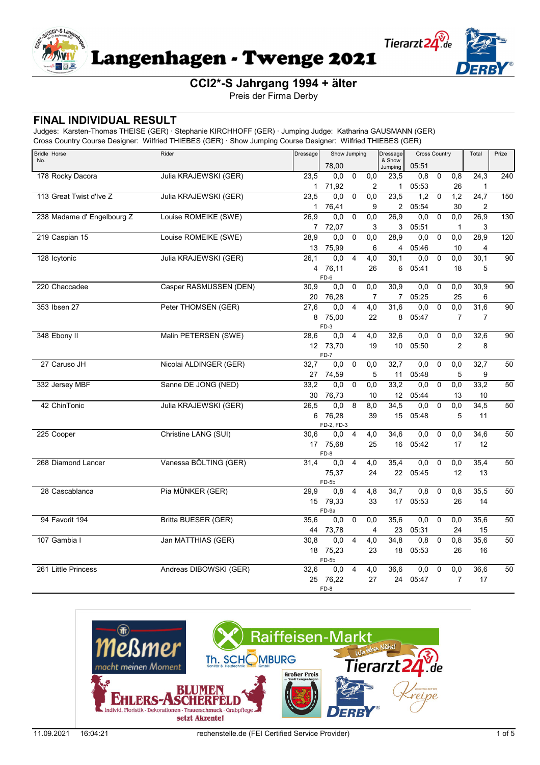# Langenhagen - Twenge 2021

## CCI2*-S Jahrgang 1994 + älter

Preis der Firma Derby

## FINAL INDIVIDUAL RESULT

Judges: Karsten-Thomas THEISE (GER) · Stephanie KIRCHHOFF (GER) · Jumping Judge: Katharina GAUSMANN (GER)
Cross Country Course Designer: Wilfried THIEBES (GER) · Show Jumping Course Designer: Wilfried THIEBES (GER)

| Bridle No. | Horse | Rider | Dressage | Show Jumping 78,00 | | | Dressage & Show Jumping | Cross Country 05:51 | | | Total | Prize |
|---|---|---|---|---|---|---|---|---|---|---|---|---|
| 178 | Rocky Dacora | Julia KRAJEWSKI (GER) | 23,5 | 0,0 | 0 | 0,0 | 23,5 | 0,8 | 0 | 0,8 | 24,3 | 240 |
| | | | 1 | 71,92 | | 2 | 1 | 05:53 | | 26 | 1 | |
| 113 | Great Twist d'Ive Z | Julia KRAJEWSKI (GER) | 23,5 | 0,0 | 0 | 0,0 | 23,5 | 1,2 | 0 | 1,2 | 24,7 | 150 |
| | | | 1 | 76,41 | | 9 | 2 | 05:54 | | 30 | 2 | |
| 238 | Madame d' Engelbourg Z | Louise ROMEIKE (SWE) | 26,9 | 0,0 | 0 | 0,0 | 26,9 | 0,0 | 0 | 0,0 | 26,9 | 130 |
| | | | 7 | 72,07 | | 3 | 3 | 05:51 | | 1 | 3 | |
| 219 | Caspian 15 | Louise ROMEIKE (SWE) | 28,9 | 0,0 | 0 | 0,0 | 28,9 | 0,0 | 0 | 0,0 | 28,9 | 120 |
| | | | 13 | 75,99 | | 6 | 4 | 05:46 | | 10 | 4 | |
| 128 | Icytonic | Julia KRAJEWSKI (GER) | 26,1 | 0,0 | 4 | 4,0 | 30,1 | 0,0 | 0 | 0,0 | 30,1 | 90 |
| | | | 4 | 76,11 FD-6 | | 26 | 6 | 05:41 | | 18 | 5 | |
| 220 | Chaccadee | Casper RASMUSSEN (DEN) | 30,9 | 0,0 | 0 | 0,0 | 30,9 | 0,0 | 0 | 0,0 | 30,9 | 90 |
| | | | 20 | 76,28 | | 7 | 7 | 05:25 | | 25 | 6 | |
| 353 | Ibsen 27 | Peter THOMSEN (GER) | 27,6 | 0,0 | 4 | 4,0 | 31,6 | 0,0 | 0 | 0,0 | 31,6 | 90 |
| | | | 8 | 75,00 FD-3 | | 22 | 8 | 05:47 | | 7 | 7 | |
| 348 | Ebony II | Malin PETERSEN (SWE) | 28,6 | 0,0 | 4 | 4,0 | 32,6 | 0,0 | 0 | 0,0 | 32,6 | 90 |
| | | | 12 | 73,70 FD-7 | | 19 | 10 | 05:50 | | 2 | 8 | |
| 27 | Caruso JH | Nicolai ALDINGER (GER) | 32,7 | 0,0 | 0 | 0,0 | 32,7 | 0,0 | 0 | 0,0 | 32,7 | 50 |
| | | | 27 | 74,59 | | 5 | 11 | 05:48 | | 5 | 9 | |
| 332 | Jersey MBF | Sanne DE JONG (NED) | 33,2 | 0,0 | 0 | 0,0 | 33,2 | 0,0 | 0 | 0,0 | 33,2 | 50 |
| | | | 30 | 76,73 | | 10 | 12 | 05:44 | | 13 | 10 | |
| 42 | ChinTonic | Julia KRAJEWSKI (GER) | 26,5 | 0,0 | 8 | 8,0 | 34,5 | 0,0 | 0 | 0,0 | 34,5 | 50 |
| | | | 6 | 76,28 FD-2, FD-3 | | 39 | 15 | 05:48 | | 5 | 11 | |
| 225 | Cooper | Christine LANG (SUI) | 30,6 | 0,0 | 4 | 4,0 | 34,6 | 0,0 | 0 | 0,0 | 34,6 | 50 |
| | | | 17 | 75,68 FD-8 | | 25 | 16 | 05:42 | | 17 | 12 | |
| 268 | Diamond Lancer | Vanessa BÖLTING (GER) | 31,4 | 0,0 | 4 | 4,0 | 35,4 | 0,0 | 0 | 0,0 | 35,4 | 50 |
| | | | | 75,37 FD-5b | | 24 | 22 | 05:45 | | 12 | 13 | |
| 28 | Cascablanca | Pia MÜNKER (GER) | 29,9 | 0,8 | 4 | 4,8 | 34,7 | 0,8 | 0 | 0,8 | 35,5 | 50 |
| | | | 15 | 79,33 FD-9a | | 33 | 17 | 05:53 | | 26 | 14 | |
| 94 | Favorit 194 | Britta BUESER (GER) | 35,6 | 0,0 | 0 | 0,0 | 35,6 | 0,0 | 0 | 0,0 | 35,6 | 50 |
| | | | 44 | 73,78 | | 4 | 23 | 05:31 | | 24 | 15 | |
| 107 | Gambia I | Jan MATTHIAS (GER) | 30,8 | 0,0 | 4 | 4,0 | 34,8 | 0,8 | 0 | 0,8 | 35,6 | 50 |
| | | | 18 | 75,23 FD-5b | | 23 | 18 | 05:53 | | 26 | 16 | |
| 261 | Little Princess | Andreas DIBOWSKI (GER) | 32,6 | 0,0 | 4 | 4,0 | 36,6 | 0,0 | 0 | 0,0 | 36,6 | 50 |
| | | | 25 | 76,22 FD-8 | | 27 | 24 | 05:47 | | 7 | 17 | |

11.09.2021 16:04:21 rechenstelle.de (FEI Certified Service Provider)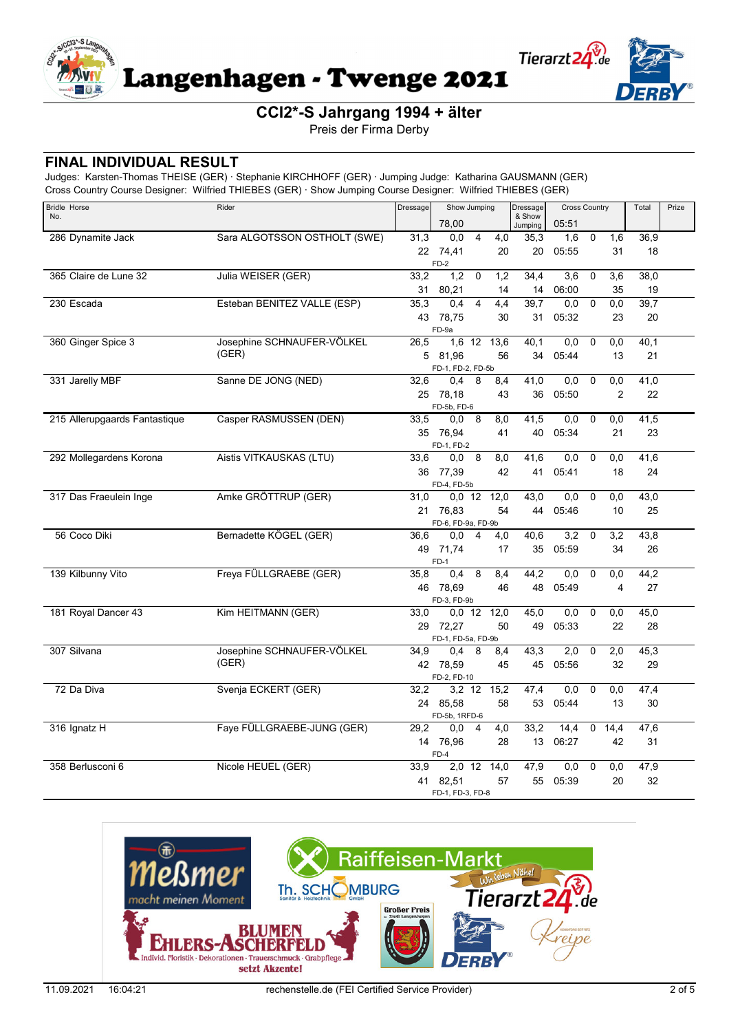# Langenhagen - Twenge 2021

## CCI2*-S Jahrgang 1994 + älter

Preis der Firma Derby

## FINAL INDIVIDUAL RESULT

Judges: Karsten-Thomas THEISE (GER) · Stephanie KIRCHHOFF (GER) · Jumping Judge: Katharina GAUSMANN (GER)
Cross Country Course Designer: Wilfried THIEBES (GER) · Show Jumping Course Designer: Wilfried THIEBES (GER)

| Bridle No. | Horse | Rider | Dressage | Show Jumping | | | Dressage & Show Jumping | Cross Country | | | Total | Prize |
|---|---|---|---|---|---|---|---|---|---|---|---|---|
| | | | | 78,00 | | | | 05:51 | | | | |
| 286 | Dynamite Jack | Sara ALGOTSSON OSTHOLT (SWE) | 31,3 | 0,0 | 4 | 4,0 | 35,3 | 1,6 | 0 | 1,6 | 36,9 | |
| | | | 22 | 74,41 | | 20 | 20 | 05:55 | | 31 | 18 | |
| | | | | FD-2 | | | | | | | | |
| 365 | Claire de Lune 32 | Julia WEISER (GER) | 33,2 | 1,2 | 0 | 1,2 | 34,4 | 3,6 | 0 | 3,6 | 38,0 | |
| | | | 31 | 80,21 | | 14 | 14 | 06:00 | | 35 | 19 | |
| 230 | Escada | Esteban BENITEZ VALLE (ESP) | 35,3 | 0,4 | 4 | 4,4 | 39,7 | 0,0 | 0 | 0,0 | 39,7 | |
| | | | 43 | 78,75 | | 30 | 31 | 05:32 | | 23 | 20 | |
| | | | | FD-9a | | | | | | | | |
| 360 | Ginger Spice 3 | Josephine SCHNAUFER-VÖLKEL (GER) | 26,5 | 1,6 | 12 | 13,6 | 40,1 | 0,0 | 0 | 0,0 | 40,1 | |
| | | | 5 | 81,96 | | 56 | 34 | 05:44 | | 13 | 21 | |
| | | | | FD-1, FD-2, FD-5b | | | | | | | | |
| 331 | Jarelly MBF | Sanne DE JONG (NED) | 32,6 | 0,4 | 8 | 8,4 | 41,0 | 0,0 | 0 | 0,0 | 41,0 | |
| | | | 25 | 78,18 | | 43 | 36 | 05:50 | | 2 | 22 | |
| | | | | FD-5b, FD-6 | | | | | | | | |
| 215 | Allerupgaards Fantastique | Casper RASMUSSEN (DEN) | 33,5 | 0,0 | 8 | 8,0 | 41,5 | 0,0 | 0 | 0,0 | 41,5 | |
| | | | 35 | 76,94 | | 41 | 40 | 05:34 | | 21 | 23 | |
| | | | | FD-1, FD-2 | | | | | | | | |
| 292 | Mollegardens Korona | Aistis VITKAUSKAS (LTU) | 33,6 | 0,0 | 8 | 8,0 | 41,6 | 0,0 | 0 | 0,0 | 41,6 | |
| | | | 36 | 77,39 | | 42 | 41 | 05:41 | | 18 | 24 | |
| | | | | FD-4, FD-5b | | | | | | | | |
| 317 | Das Fraeulein Inge | Amke GRÖTTRUP (GER) | 31,0 | 0,0 | 12 | 12,0 | 43,0 | 0,0 | 0 | 0,0 | 43,0 | |
| | | | 21 | 76,83 | | 54 | 44 | 05:46 | | 10 | 25 | |
| | | | | FD-6, FD-9a, FD-9b | | | | | | | | |
| 56 | Coco Diki | Bernadette KÖGEL (GER) | 36,6 | 0,0 | 4 | 4,0 | 40,6 | 3,2 | 0 | 3,2 | 43,8 | |
| | | | 49 | 71,74 | | 17 | 35 | 05:59 | | 34 | 26 | |
| | | | | FD-1 | | | | | | | | |
| 139 | Kilbunny Vito | Freya FÜLLGRAEBE (GER) | 35,8 | 0,4 | 8 | 8,4 | 44,2 | 0,0 | 0 | 0,0 | 44,2 | |
| | | | 46 | 78,69 | | 46 | 48 | 05:49 | | 4 | 27 | |
| | | | | FD-3, FD-9b | | | | | | | | |
| 181 | Royal Dancer 43 | Kim HEITMANN (GER) | 33,0 | 0,0 | 12 | 12,0 | 45,0 | 0,0 | 0 | 0,0 | 45,0 | |
| | | | 29 | 72,27 | | 50 | 49 | 05:33 | | 22 | 28 | |
| | | | | FD-1, FD-5a, FD-9b | | | | | | | | |
| 307 | Silvana | Josephine SCHNAUFER-VÖLKEL (GER) | 34,9 | 0,4 | 8 | 8,4 | 43,3 | 2,0 | 0 | 2,0 | 45,3 | |
| | | | 42 | 78,59 | | 45 | 45 | 05:56 | | 32 | 29 | |
| | | | | FD-2, FD-10 | | | | | | | | |
| 72 | Da Diva | Svenja ECKERT (GER) | 32,2 | 3,2 | 12 | 15,2 | 47,4 | 0,0 | 0 | 0,0 | 47,4 | |
| | | | 24 | 85,58 | | 58 | 53 | 05:44 | | 13 | 30 | |
| | | | | FD-5b, 1RFD-6 | | | | | | | | |
| 316 | Ignatz H | Faye FÜLLGRAEBE-JUNG (GER) | 29,2 | 0,0 | 4 | 4,0 | 33,2 | 14,4 | 0 | 14,4 | 47,6 | |
| | | | 14 | 76,96 | | 28 | 13 | 06:27 | | 42 | 31 | |
| | | | | FD-4 | | | | | | | | |
| 358 | Berlusconi 6 | Nicole HEUEL (GER) | 33,9 | 2,0 | 12 | 14,0 | 47,9 | 0,0 | 0 | 0,0 | 47,9 | |
| | | | 41 | 82,51 | | 57 | 55 | 05:39 | | 20 | 32 | |
| | | | | FD-1, FD-3, FD-8 | | | | | | | | |

11.09.2021 16:04:21 rechenstelle.de (FEI Certified Service Provider)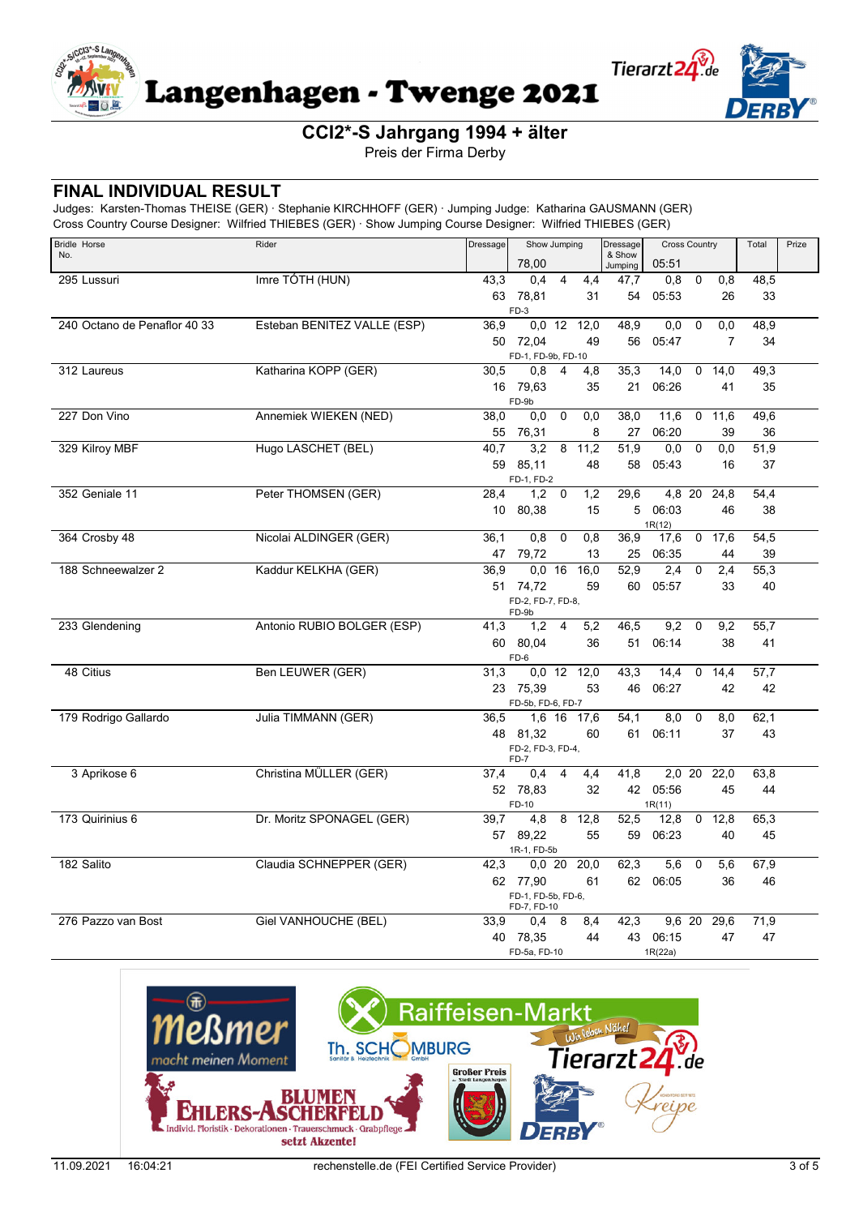# Langenhagen - Twenge 2021

## CCI2*-S Jahrgang 1994 + älter

Preis der Firma Derby

## FINAL INDIVIDUAL RESULT

Judges: Karsten-Thomas THEISE (GER) · Stephanie KIRCHHOFF (GER) · Jumping Judge: Katharina GAUSMANN (GER)
Cross Country Course Designer: Wilfried THIEBES (GER) · Show Jumping Course Designer: Wilfried THIEBES (GER)

| Bridle No. | Horse | Rider | Dressage | Show Jumping 78,00 | | | Dressage & Show Jumping | Cross Country 05:51 | | | Total | Prize |
|---|---|---|---|---|---|---|---|---|---|---|---|---|
| 295 | Lussuri | Imre TÓTH (HUN) | 43,3 | 0,4 | 4 | 4,4 | 47,7 | 0,8 | 0 | 0,8 | 48,5 | |
| | | | 63 | 78,81 | | 31 | 54 | 05:53 | | 26 | 33 | |
| | | | | FD-3 | | | | | | | | |
| 240 | Octano de Penaflor 40 33 | Esteban BENITEZ VALLE (ESP) | 36,9 | 0,0 | 12 | 12,0 | 48,9 | 0,0 | 0 | 0,0 | 48,9 | |
| | | | 50 | 72,04 | | 49 | 56 | 05:47 | | 7 | 34 | |
| | | | | FD-1, FD-9b, FD-10 | | | | | | | | |
| 312 | Laureus | Katharina KOPP (GER) | 30,5 | 0,8 | 4 | 4,8 | 35,3 | 14,0 | 0 | 14,0 | 49,3 | |
| | | | 16 | 79,63 | | 35 | 21 | 06:26 | | 41 | 35 | |
| | | | | FD-9b | | | | | | | | |
| 227 | Don Vino | Annemiek WIEKEN (NED) | 38,0 | 0,0 | 0 | 0,0 | 38,0 | 11,6 | 0 | 11,6 | 49,6 | |
| | | | 55 | 76,31 | | 8 | 27 | 06:20 | | 39 | 36 | |
| 329 | Kilroy MBF | Hugo LASCHET (BEL) | 40,7 | 3,2 | 8 | 11,2 | 51,9 | 0,0 | 0 | 0,0 | 51,9 | |
| | | | 59 | 85,11 | | 48 | 58 | 05:43 | | 16 | 37 | |
| | | | | FD-1, FD-2 | | | | | | | | |
| 352 | Geniale 11 | Peter THOMSEN (GER) | 28,4 | 1,2 | 0 | 1,2 | 29,6 | 4,8 | 20 | 24,8 | 54,4 | |
| | | | 10 | 80,38 | | 15 | 5 | 06:03 | | 46 | 38 | |
| | | | | | | | | 1R(12) | | | | |
| 364 | Crosby 48 | Nicolai ALDINGER (GER) | 36,1 | 0,8 | 0 | 0,8 | 36,9 | 17,6 | 0 | 17,6 | 54,5 | |
| | | | 47 | 79,72 | | 13 | 25 | 06:35 | | 44 | 39 | |
| 188 | Schneewalzer 2 | Kaddur KELKHA (GER) | 36,9 | 0,0 | 16 | 16,0 | 52,9 | 2,4 | 0 | 2,4 | 55,3 | |
| | | | 51 | 74,72 | | 59 | 60 | 05:57 | | 33 | 40 | |
| | | | | FD-2, FD-7, FD-8, FD-9b | | | | | | | | |
| 233 | Glendening | Antonio RUBIO BOLGER (ESP) | 41,3 | 1,2 | 4 | 5,2 | 46,5 | 9,2 | 0 | 9,2 | 55,7 | |
| | | | 60 | 80,04 | | 36 | 51 | 06:14 | | 38 | 41 | |
| | | | | FD-6 | | | | | | | | |
| 48 | Citius | Ben LEUWER (GER) | 31,3 | 0,0 | 12 | 12,0 | 43,3 | 14,4 | 0 | 14,4 | 57,7 | |
| | | | 23 | 75,39 | | 53 | 46 | 06:27 | | 42 | 42 | |
| | | | | FD-5b, FD-6, FD-7 | | | | | | | | |
| 179 | Rodrigo Gallardo | Julia TIMMANN (GER) | 36,5 | 1,6 | 16 | 17,6 | 54,1 | 8,0 | 0 | 8,0 | 62,1 | |
| | | | 48 | 81,32 | | 60 | 61 | 06:11 | | 37 | 43 | |
| | | | | FD-2, FD-3, FD-4, FD-7 | | | | | | | | |
| 3 | Aprikose 6 | Christina MÜLLER (GER) | 37,4 | 0,4 | 4 | 4,4 | 41,8 | 2,0 | 20 | 22,0 | 63,8 | |
| | | | 52 | 78,83 | | 32 | 42 | 05:56 | | 45 | 44 | |
| | | | | FD-10 | | | | 1R(11) | | | | |
| 173 | Quirinius 6 | Dr. Moritz SPONAGEL (GER) | 39,7 | 4,8 | 8 | 12,8 | 52,5 | 12,8 | 0 | 12,8 | 65,3 | |
| | | | 57 | 89,22 | | 55 | 59 | 06:23 | | 40 | 45 | |
| | | | | 1R-1, FD-5b | | | | | | | | |
| 182 | Salito | Claudia SCHNEPPER (GER) | 42,3 | 0,0 | 20 | 20,0 | 62,3 | 5,6 | 0 | 5,6 | 67,9 | |
| | | | 62 | 77,90 | | 61 | 62 | 06:05 | | 36 | 46 | |
| | | | | FD-1, FD-5b, FD-6, FD-7, FD-10 | | | | | | | | |
| 276 | Pazzo van Bost | Giel VANHOUCHE (BEL) | 33,9 | 0,4 | 8 | 8,4 | 42,3 | 9,6 | 20 | 29,6 | 71,9 | |
| | | | 40 | 78,35 | | 44 | 43 | 06:15 | | 47 | 47 | |
| | | | | FD-5a, FD-10 | | | | 1R(22a) | | | | |

11.09.2021 16:04:21 rechenstelle.de (FEI Certified Service Provider)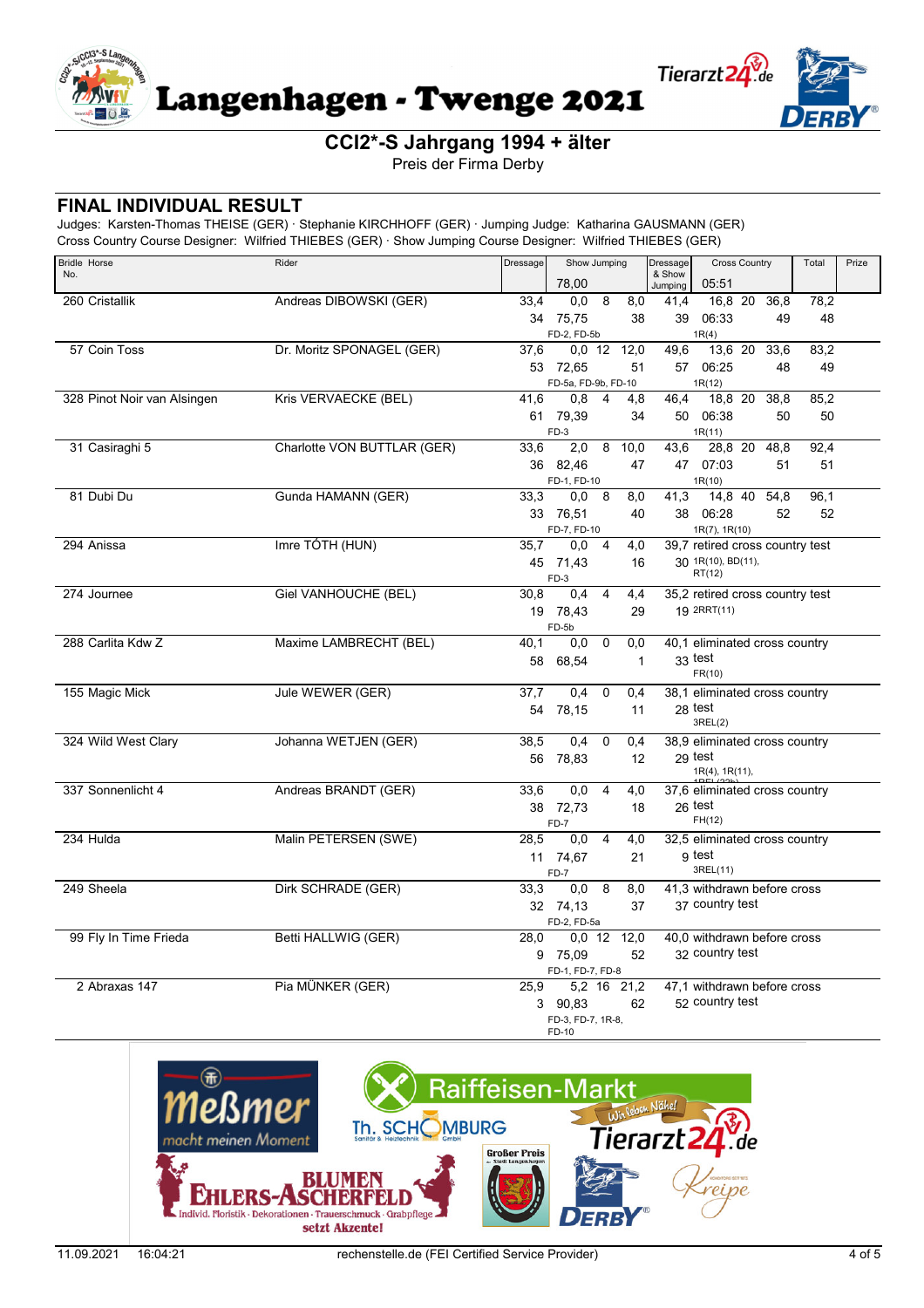# Langenhagen - Twenge 2021

## CCI2*-S Jahrgang 1994 + älter

Preis der Firma Derby

## FINAL INDIVIDUAL RESULT

Judges: Karsten-Thomas THEISE (GER) · Stephanie KIRCHHOFF (GER) · Jumping Judge: Katharina GAUSMANN (GER)
Cross Country Course Designer: Wilfried THIEBES (GER) · Show Jumping Course Designer: Wilfried THIEBES (GER)

| Bridle No. | Horse | Rider | Dressage | Show Jumping 78,00 | Dressage & Show Jumping | Cross Country 05:51 | Total | Prize |
|---|---|---|---|---|---|---|---|---|
| 260 | Cristallik | Andreas DIBOWSKI (GER) | 33,4 / 34 | 0,0 8 8,0 / 75,75 38 / FD-2, FD-5b | 41,4 / 39 | 16,8 20 36,8 / 06:33 49 / 1R(4) | 78,2 / 48 | |
| 57 | Coin Toss | Dr. Moritz SPONAGEL (GER) | 37,6 / 53 | 0,0 12 12,0 / 72,65 51 / FD-5a, FD-9b, FD-10 | 49,6 / 57 | 13,6 20 33,6 / 06:25 48 / 1R(12) | 83,2 / 49 | |
| 328 | Pinot Noir van Alsingen | Kris VERVAECKE (BEL) | 41,6 / 61 | 0,8 4 4,8 / 79,39 34 / FD-3 | 46,4 / 50 | 18,8 20 38,8 / 06:38 50 / 1R(11) | 85,2 / 50 | |
| 31 | Casiraghi 5 | Charlotte VON BUTTLAR (GER) | 33,6 / 36 | 2,0 8 10,0 / 82,46 47 / FD-1, FD-10 | 43,6 / 47 | 28,8 20 48,8 / 07:03 51 / 1R(10) | 92,4 / 51 | |
| 81 | Dubi Du | Gunda HAMANN (GER) | 33,3 / 33 | 0,0 8 8,0 / 76,51 40 / FD-7, FD-10 | 41,3 / 38 | 14,8 40 54,8 / 06:28 52 / 1R(7), 1R(10) | 96,1 / 52 | |
| 294 | Anissa | Imre TÓTH (HUN) | 35,7 / 45 | 0,0 4 4,0 / 71,43 16 / FD-3 | 39,7 / 30 | retired cross country test / 1R(10), BD(11), RT(12) | | |
| 274 | Journee | Giel VANHOUCHE (BEL) | 30,8 / 19 | 0,4 4 4,4 / 78,43 29 / FD-5b | 35,2 / 19 | retired cross country test / 2RRT(11) | | |
| 288 | Carlita Kdw Z | Maxime LAMBRECHT (BEL) | 40,1 / 58 | 0,0 0 0,0 / 68,54 1 | 40,1 / 33 | eliminated cross country test / FR(10) | | |
| 155 | Magic Mick | Jule WEWER (GER) | 37,7 / 54 | 0,4 0 0,4 / 78,15 11 | 38,1 / 28 | eliminated cross country test / 3REL(2) | | |
| 324 | Wild West Clary | Johanna WETJEN (GER) | 38,5 / 56 | 0,4 0 0,4 / 78,83 12 | 38,9 / 29 | eliminated cross country test / 1R(4), 1R(11), 1REL(22b) | | |
| 337 | Sonnenlicht 4 | Andreas BRANDT (GER) | 33,6 / 38 | 0,0 4 4,0 / 72,73 18 / FD-7 | 37,6 / 26 | eliminated cross country test / FH(12) | | |
| 234 | Hulda | Malin PETERSEN (SWE) | 28,5 / 11 | 0,0 4 4,0 / 74,67 21 / FD-7 | 32,5 / 9 | eliminated cross country test / 3REL(11) | | |
| 249 | Sheela | Dirk SCHRADE (GER) | 33,3 / 32 | 0,0 8 8,0 / 74,13 37 / FD-2, FD-5a | 41,3 / 37 | withdrawn before cross country test | | |
| 99 | Fly In Time Frieda | Betti HALLWIG (GER) | 28,0 / 9 | 0,0 12 12,0 / 75,09 52 / FD-1, FD-7, FD-8 | 40,0 / 32 | withdrawn before cross country test | | |
| 2 | Abraxas 147 | Pia MÜNKER (GER) | 25,9 / 3 | 5,2 16 21,2 / 90,83 62 / FD-3, FD-7, 1R-8, FD-10 | 47,1 / 52 | withdrawn before cross country test | | |

11.09.2021 16:04:21 rechenstelle.de (FEI Certified Service Provider)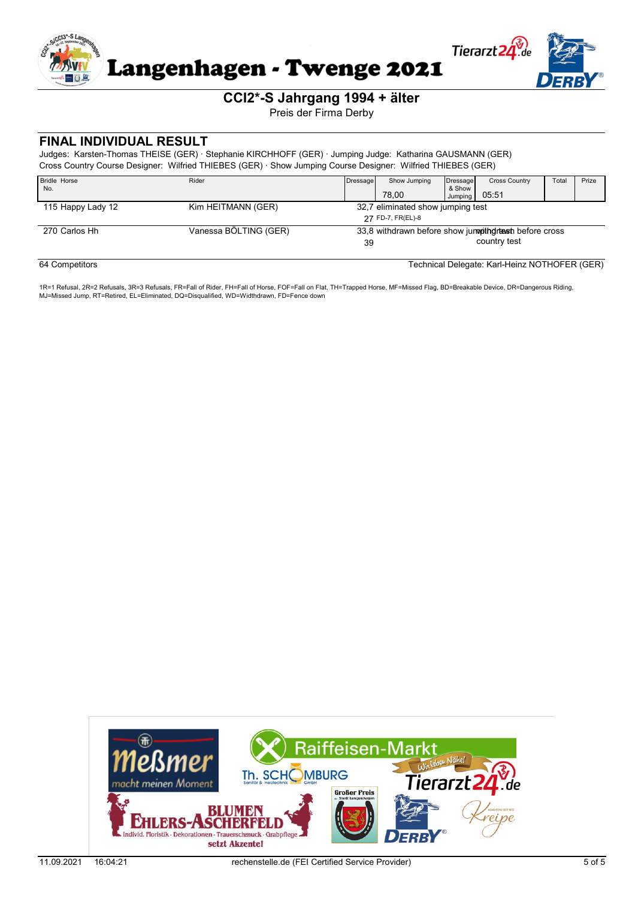# Langenhagen - Twenge 2021

## CCI2*-S Jahrgang 1994 + älter

Preis der Firma Derby

## FINAL INDIVIDUAL RESULT

Judges: Karsten-Thomas THEISE (GER) · Stephanie KIRCHHOFF (GER) · Jumping Judge: Katharina GAUSMANN (GER)
Cross Country Course Designer: Wilfried THIEBES (GER) · Show Jumping Course Designer: Wilfried THIEBES (GER)

| Bridle No. | Horse | Rider | Dressage | Show Jumping 78,00 | Dressage & Show Jumping | Cross Country 05:51 | Total | Prize |
|---|---|---|---|---|---|---|---|---|
| 115 | Happy Lady 12 | Kim HEITMANN (GER) | 32,7 27 | eliminated show jumping test FD-7, FR(EL)-8 | | | | |
| 270 | Carlos Hh | Vanessa BÖLTING (GER) | 33,8 39 | withdrawn before show jumping test | | withdrawn before cross country test | | |

64 Competitors

Technical Delegate: Karl-Heinz NOTHOFER (GER)

1R=1 Refusal, 2R=2 Refusals, 3R=3 Refusals, FR=Fall of Rider, FH=Fall of Horse, FOF=Fall on Flat, TH=Trapped Horse, MF=Missed Flag, BD=Breakable Device, DR=Dangerous Riding, MJ=Missed Jump, RT=Retired, EL=Eliminated, DQ=Disqualified, WD=Withdrawn, FD=Fence down

11.09.2021 16:04:21 rechenstelle.de (FEI Certified Service Provider)